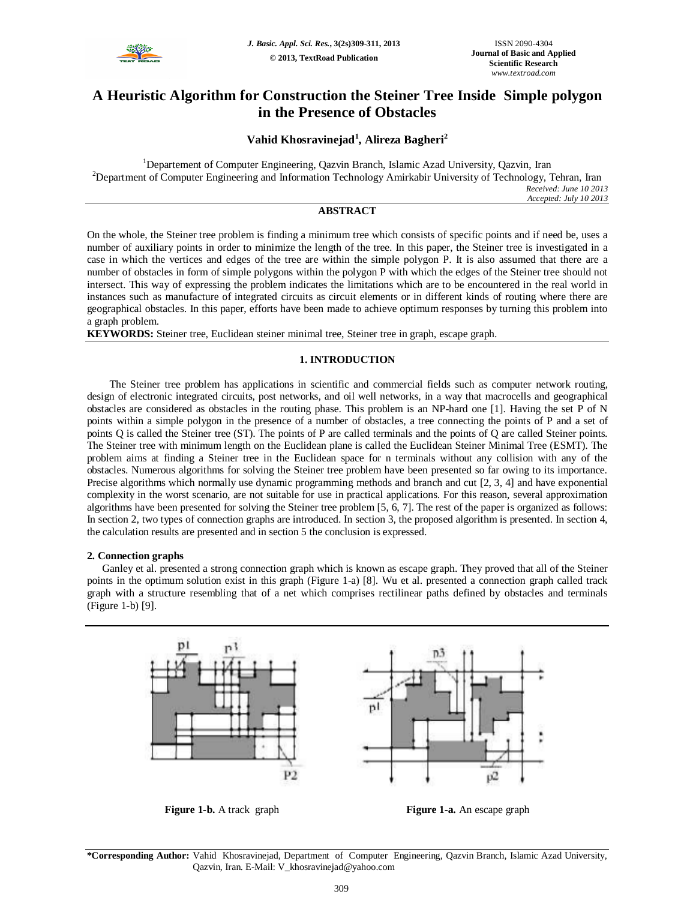# A Heuristic Algorithm for Construction the Steiner Tree Inside Simple polygon in the Presence of Obstacles

**Vahid Khosravinejad[1], Alireza Bagheri[2]**

[1]Departement of Computer Engineering, Qazvin Branch, Islamic Azad University, Qazvin, Iran
[2]Department of Computer Engineering and Information Technology Amirkabir University of Technology, Tehran, Iran

*Received: June 10 2013*
*Accepted: July 10 2013*

## ABSTRACT

On the whole, the Steiner tree problem is finding a minimum tree which consists of specific points and if need be, uses a number of auxiliary points in order to minimize the length of the tree. In this paper, the Steiner tree is investigated in a case in which the vertices and edges of the tree are within the simple polygon P. It is also assumed that there are a number of obstacles in form of simple polygons within the polygon P with which the edges of the Steiner tree should not intersect. This way of expressing the problem indicates the limitations which are to be encountered in the real world in instances such as manufacture of integrated circuits as circuit elements or in different kinds of routing where there are geographical obstacles. In this paper, efforts have been made to achieve optimum responses by turning this problem into a graph problem.

**KEYWORDS:** Steiner tree, Euclidean steiner minimal tree, Steiner tree in graph, escape graph.

## 1. INTRODUCTION

The Steiner tree problem has applications in scientific and commercial fields such as computer network routing, design of electronic integrated circuits, post networks, and oil well networks, in a way that macrocells and geographical obstacles are considered as obstacles in the routing phase. This problem is an NP-hard one [1]. Having the set P of N points within a simple polygon in the presence of a number of obstacles, a tree connecting the points of P and a set of points Q is called the Steiner tree (ST). The points of P are called terminals and the points of Q are called Steiner points. The Steiner tree with minimum length on the Euclidean plane is called the Euclidean Steiner Minimal Tree (ESMT). The problem aims at finding a Steiner tree in the Euclidean space for n terminals without any collision with any of the obstacles. Numerous algorithms for solving the Steiner tree problem have been presented so far owing to its importance. Precise algorithms which normally use dynamic programming methods and branch and cut [2, 3, 4] and have exponential complexity in the worst scenario, are not suitable for use in practical applications. For this reason, several approximation algorithms have been presented for solving the Steiner tree problem [5, 6, 7]. The rest of the paper is organized as follows: In section 2, two types of connection graphs are introduced. In section 3, the proposed algorithm is presented. In section 4, the calculation results are presented and in section 5 the conclusion is expressed.

### 2. Connection graphs

Ganley et al. presented a strong connection graph which is known as escape graph. They proved that all of the Steiner points in the optimum solution exist in this graph (Figure 1-a) [8]. Wu et al. presented a connection graph called track graph with a structure resembling that of a net which comprises rectilinear paths defined by obstacles and terminals (Figure 1-b) [9].

**Figure 1-b.** A track graph

**Figure 1-a.** An escape graph

**\*Corresponding Author:** Vahid Khosravinejad, Department of Computer Engineering, Qazvin Branch, Islamic Azad University, Qazvin, Iran. E-Mail: V_khosravinejad@yahoo.com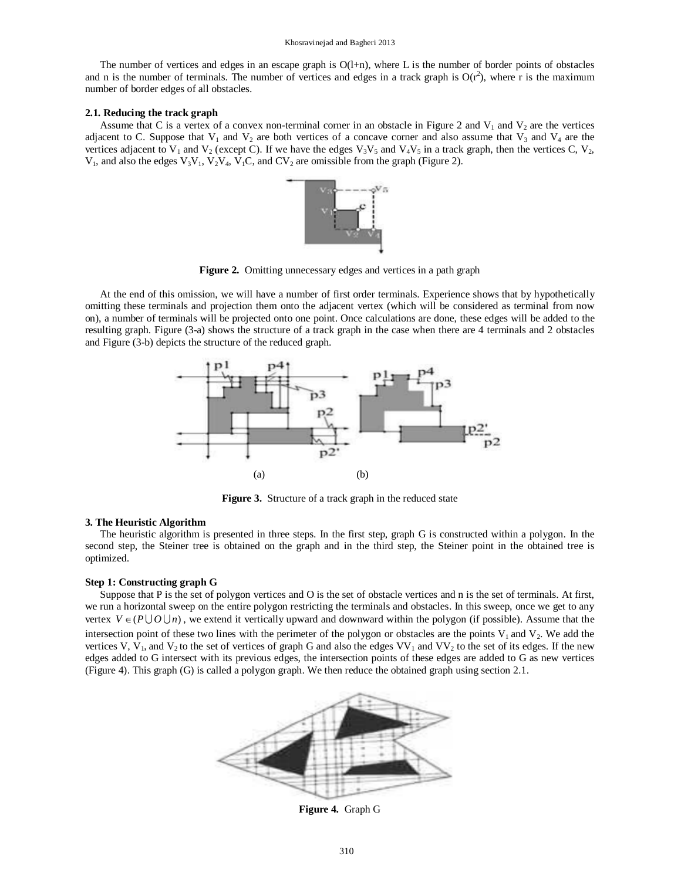The number of vertices and edges in an escape graph is O(l+n), where L is the number of border points of obstacles and n is the number of terminals. The number of vertices and edges in a track graph is $O(r^2)$, where r is the maximum number of border edges of all obstacles.

### 2.1. Reducing the track graph

Assume that C is a vertex of a convex non-terminal corner in an obstacle in Figure 2 and $V_1$ and $V_2$ are the vertices adjacent to C. Suppose that $V_1$ and $V_2$ are both vertices of a concave corner and also assume that $V_3$ and $V_4$ are the vertices adjacent to $V_1$ and $V_2$ (except C). If we have the edges $V_3V_5$ and $V_4V_5$ in a track graph, then the vertices C, $V_2$, $V_1$, and also the edges $V_3V_1$, $V_2V_4$, $V_1C$, and $CV_2$ are omissible from the graph (Figure 2).

**Figure 2.** Omitting unnecessary edges and vertices in a path graph

At the end of this omission, we will have a number of first order terminals. Experience shows that by hypothetically omitting these terminals and projection them onto the adjacent vertex (which will be considered as terminal from now on), a number of terminals will be projected onto one point. Once calculations are done, these edges will be added to the resulting graph. Figure (3-a) shows the structure of a track graph in the case when there are 4 terminals and 2 obstacles and Figure (3-b) depicts the structure of the reduced graph.

(a) (b)

**Figure 3.** Structure of a track graph in the reduced state

## 3. The Heuristic Algorithm

The heuristic algorithm is presented in three steps. In the first step, graph G is constructed within a polygon. In the second step, the Steiner tree is obtained on the graph and in the third step, the Steiner point in the obtained tree is optimized.

### Step 1: Constructing graph G

Suppose that P is the set of polygon vertices and O is the set of obstacle vertices and n is the set of terminals. At first, we run a horizontal sweep on the entire polygon restricting the terminals and obstacles. In this sweep, once we get to any vertex $V \in (P \bigcup O \bigcup n)$, we extend it vertically upward and downward within the polygon (if possible). Assume that the intersection point of these two lines with the perimeter of the polygon or obstacles are the points $V_1$ and $V_2$. We add the vertices V, $V_1$, and $V_2$ to the set of vertices of graph G and also the edges $VV_1$ and $VV_2$ to the set of its edges. If the new edges added to G intersect with its previous edges, the intersection points of these edges are added to G as new vertices (Figure 4). This graph (G) is called a polygon graph. We then reduce the obtained graph using section 2.1.

**Figure 4.** Graph G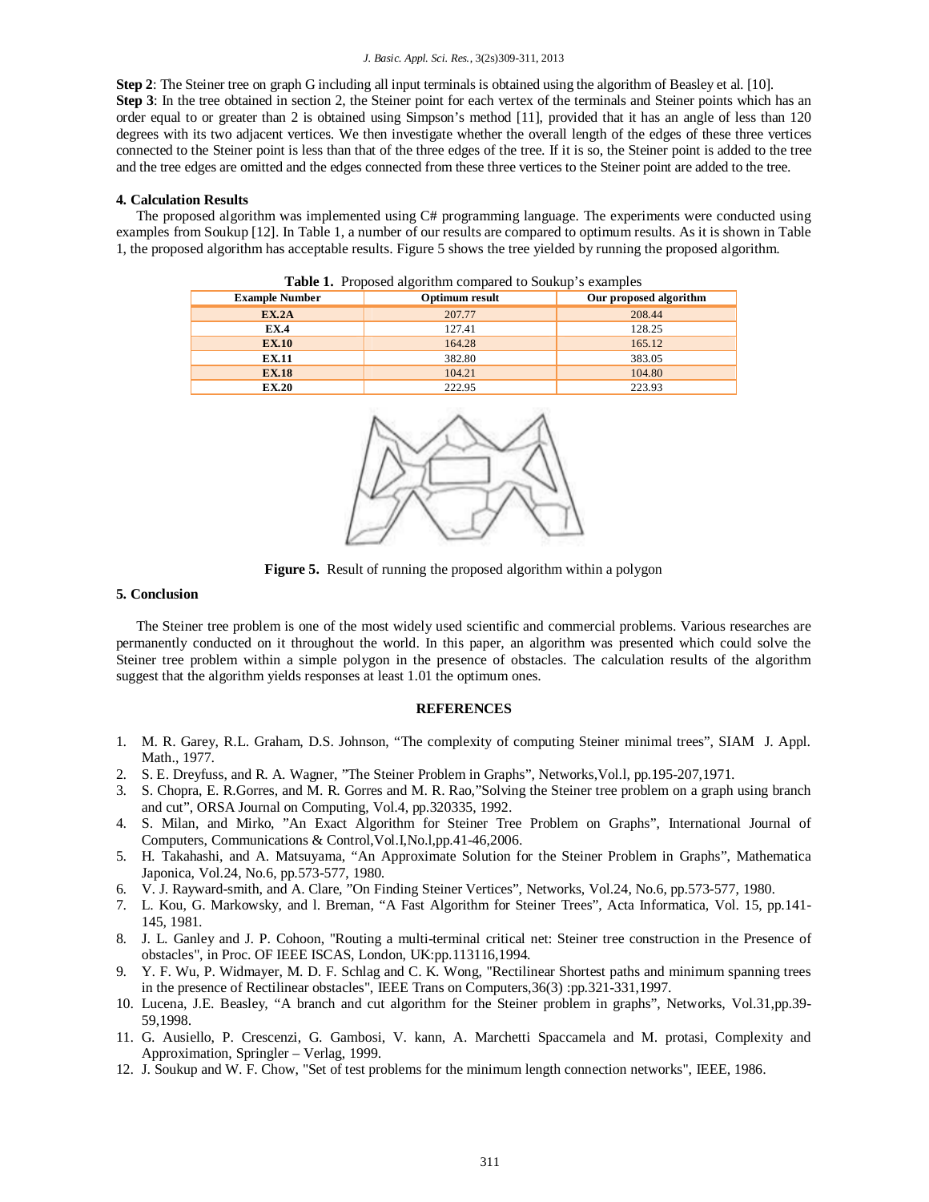**Step 2**: The Steiner tree on graph G including all input terminals is obtained using the algorithm of Beasley et al. [10].
**Step 3**: In the tree obtained in section 2, the Steiner point for each vertex of the terminals and Steiner points which has an order equal to or greater than 2 is obtained using Simpson's method [11], provided that it has an angle of less than 120 degrees with its two adjacent vertices. We then investigate whether the overall length of the edges of these three vertices connected to the Steiner point is less than that of the three edges of the tree. If it is so, the Steiner point is added to the tree and the tree edges are omitted and the edges connected from these three vertices to the Steiner point are added to the tree.

### 4. Calculation Results

The proposed algorithm was implemented using C# programming language. The experiments were conducted using examples from Soukup [12]. In Table 1, a number of our results are compared to optimum results. As it is shown in Table 1, the proposed algorithm has acceptable results. Figure 5 shows the tree yielded by running the proposed algorithm.

**Table 1.** Proposed algorithm compared to Soukup's examples

| Example Number | Optimum result | Our proposed algorithm |
|---|---|---|
| EX.2A | 207.77 | 208.44 |
| EX.4 | 127.41 | 128.25 |
| EX.10 | 164.28 | 165.12 |
| EX.11 | 382.80 | 383.05 |
| EX.18 | 104.21 | 104.80 |
| EX.20 | 222.95 | 223.93 |

**Figure 5.** Result of running the proposed algorithm within a polygon

### 5. Conclusion

The Steiner tree problem is one of the most widely used scientific and commercial problems. Various researches are permanently conducted on it throughout the world. In this paper, an algorithm was presented which could solve the Steiner tree problem within a simple polygon in the presence of obstacles. The calculation results of the algorithm suggest that the algorithm yields responses at least 1.01 the optimum ones.

## REFERENCES

1. M. R. Garey, R.L. Graham, D.S. Johnson, "The complexity of computing Steiner minimal trees", SIAM J. Appl. Math., 1977.
2. S. E. Dreyfuss, and R. A. Wagner, "The Steiner Problem in Graphs", Networks,Vol.l, pp.195-207,1971.
3. S. Chopra, E. R.Gorres, and M. R. Gorres and M. R. Rao,"Solving the Steiner tree problem on a graph using branch and cut", ORSA Journal on Computing, Vol.4, pp.320335, 1992.
4. S. Milan, and Mirko, "An Exact Algorithm for Steiner Tree Problem on Graphs", International Journal of Computers, Communications & Control,Vol.I,No.l,pp.41-46,2006.
5. H. Takahashi, and A. Matsuyama, "An Approximate Solution for the Steiner Problem in Graphs", Mathematica Japonica, Vol.24, No.6, pp.573-577, 1980.
6. V. J. Rayward-smith, and A. Clare, "On Finding Steiner Vertices", Networks, Vol.24, No.6, pp.573-577, 1980.
7. L. Kou, G. Markowsky, and l. Breman, "A Fast Algorithm for Steiner Trees", Acta Informatica, Vol. 15, pp.141-145, 1981.
8. J. L. Ganley and J. P. Cohoon, "Routing a multi-terminal critical net: Steiner tree construction in the Presence of obstacles", in Proc. OF IEEE ISCAS, London, UK:pp.113116,1994.
9. Y. F. Wu, P. Widmayer, M. D. F. Schlag and C. K. Wong, "Rectilinear Shortest paths and minimum spanning trees in the presence of Rectilinear obstacles", IEEE Trans on Computers,36(3) :pp.321-331,1997.
10. Lucena, J.E. Beasley, "A branch and cut algorithm for the Steiner problem in graphs", Networks, Vol.31,pp.39-59,1998.
11. G. Ausiello, P. Crescenzi, G. Gambosi, V. kann, A. Marchetti Spaccamela and M. protasi, Complexity and Approximation, Springler – Verlag, 1999.
12. J. Soukup and W. F. Chow, "Set of test problems for the minimum length connection networks", IEEE, 1986.